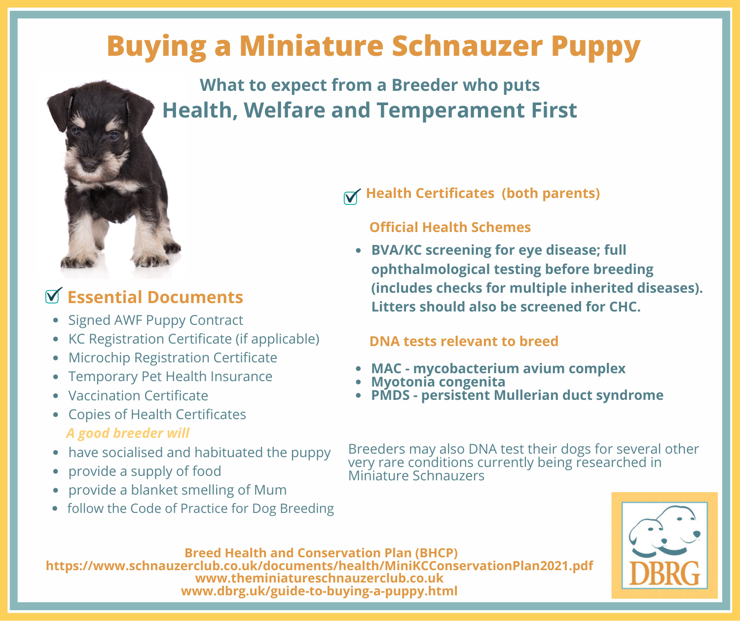# Buying a Miniature Schnauzer Puppy

## What to expect from a Breeder who puts Health, Welfare and Temperament First

### Essential Documents

- Signed AWF Puppy Contract
- KC Registration Certificate (if applicable)
- Microchip Registration Certificate
- Temporary Pet Health Insurance
- Vaccination Certificate
- Copies of Health Certificates

*A good breeder will*

- have socialised and habituated the puppy
- provide a supply of food
- provide a blanket smelling of Mum
- follow the Code of Practice for Dog Breeding

### Health Certificates (both parents)

**Official Health Schemes**

- **BVA/KC screening for eye disease; full ophthalmological testing before breeding (includes checks for multiple inherited diseases). Litters should also be screened for CHC.**

**DNA tests relevant to breed**

- **MAC - mycobacterium avium complex**
- **Myotonia congenita**
- **PMDS - persistent Mullerian duct syndrome**

Breeders may also DNA test their dogs for several other very rare conditions currently being researched in Miniature Schnauzers

**Breed Health and Conservation Plan (BHCP)**
**https://www.schnauzerclub.co.uk/documents/health/MiniKCConservationPlan2021.pdf**
**www.theminiatureschnauzerclub.co.uk**
**www.dbrg.uk/guide-to-buying-a-puppy.html**

DBRG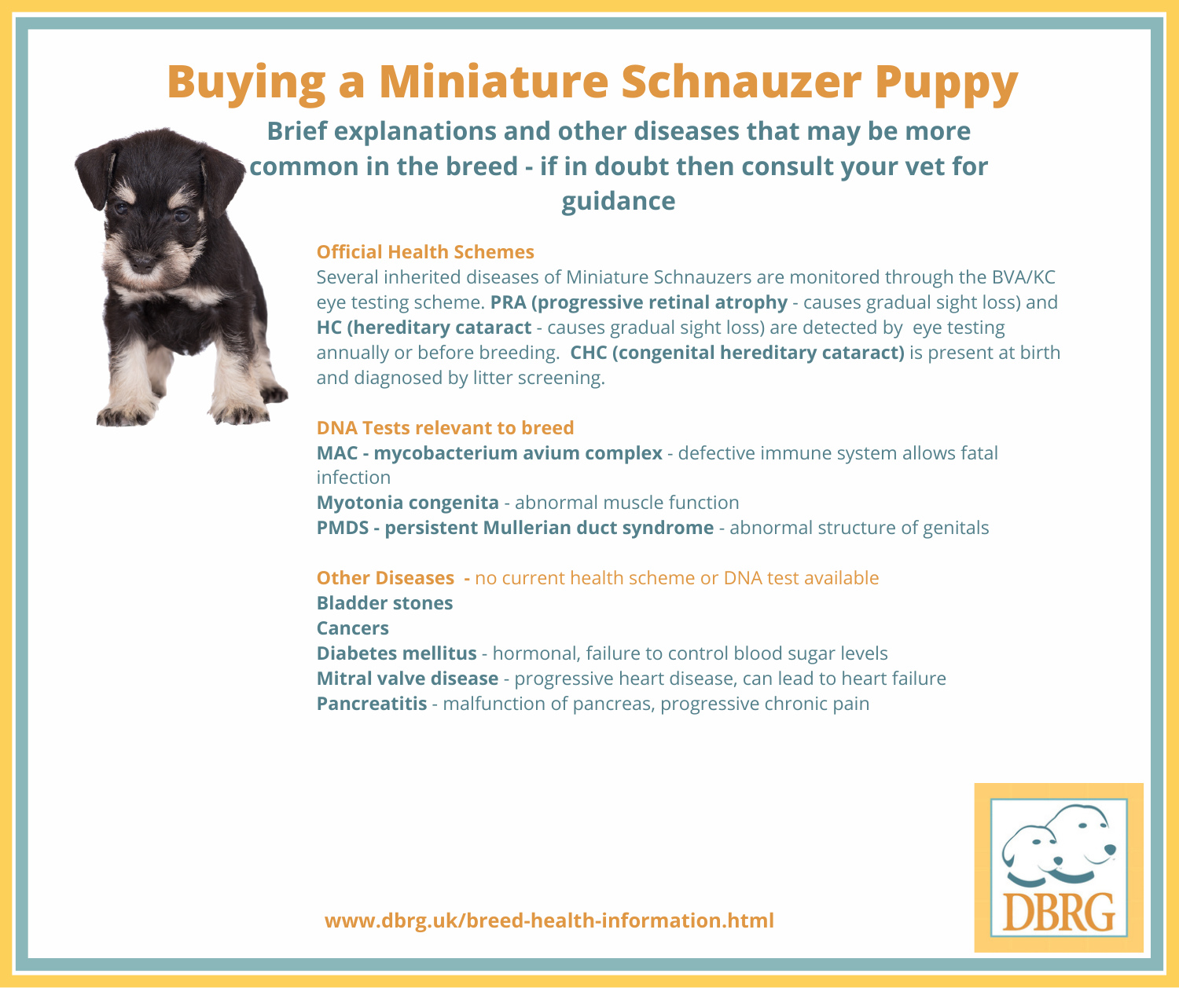# Buying a Miniature Schnauzer Puppy

## Brief explanations and other diseases that may be more common in the breed - if in doubt then consult your vet for guidance

### Official Health Schemes

Several inherited diseases of Miniature Schnauzers are monitored through the BVA/KC eye testing scheme. **PRA (progressive retinal atrophy** - causes gradual sight loss) and **HC (hereditary cataract** - causes gradual sight loss) are detected by eye testing annually or before breeding. **CHC (congenital hereditary cataract)** is present at birth and diagnosed by litter screening.

### DNA Tests relevant to breed

**MAC - mycobacterium avium complex** - defective immune system allows fatal infection
**Myotonia congenita** - abnormal muscle function
**PMDS - persistent Mullerian duct syndrome** - abnormal structure of genitals

### Other Diseases - no current health scheme or DNA test available

**Bladder stones**
**Cancers**
**Diabetes mellitus** - hormonal, failure to control blood sugar levels
**Mitral valve disease** - progressive heart disease, can lead to heart failure
**Pancreatitis** - malfunction of pancreas, progressive chronic pain

www.dbrg.uk/breed-health-information.html

DBRG